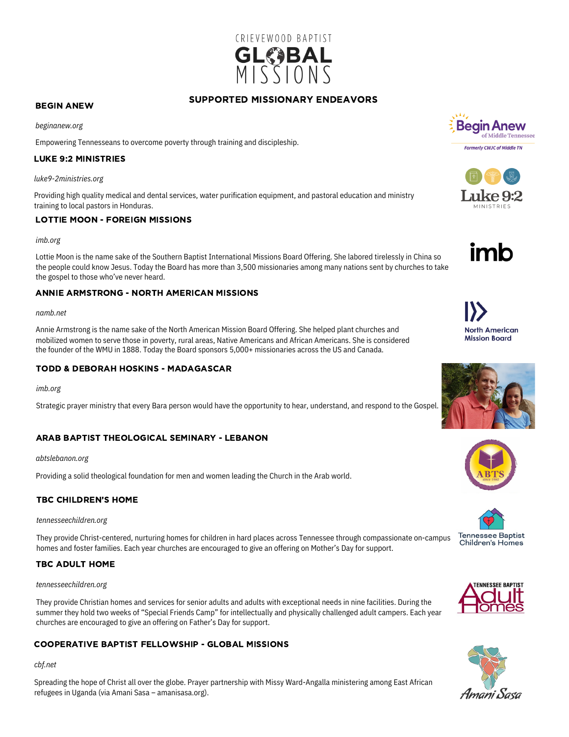# CRIEVEWOOD BAPTIST GLOBAL MISSIONS

## SUPPORTED MISSIONARY ENDEAVORS

### BEGIN ANEW

*beginanew.org*

Empowering Tennesseans to overcome poverty through training and discipleship.

### LUKE 9:2 MINISTRIES

*luke9-2ministries.org*

Providing high quality medical and dental services, water purification equipment, and pastoral education and ministry training to local pastors in Honduras.

### LOTTIE MOON - FOREIGN MISSIONS

*imb.org*

Lottie Moon is the name sake of the Southern Baptist International Missions Board Offering. She labored tirelessly in China so the people could know Jesus. Today the Board has more than 3,500 missionaries among many nations sent by churches to take the gospel to those who've never heard.

### ANNIE ARMSTRONG - NORTH AMERICAN MISSIONS

*namb.net*

Annie Armstrong is the name sake of the North American Mission Board Offering. She helped plant churches and mobilized women to serve those in poverty, rural areas, Native Americans and African Americans. She is considered the founder of the WMU in 1888. Today the Board sponsors 5,000+ missionaries across the US and Canada.

### TODD & DEBORAH HOSKINS - MADAGASCAR

*imb.org*

Strategic prayer ministry that every Bara person would have the opportunity to hear, understand, and respond to the Gospel.

### ARAB BAPTIST THEOLOGICAL SEMINARY - LEBANON

*abtslebanon.org*

Providing a solid theological foundation for men and women leading the Church in the Arab world.

### TBC CHILDREN'S HOME

*tennesseechildren.org*

They provide Christ-centered, nurturing homes for children in hard places across Tennessee through compassionate on-campus homes and foster families. Each year churches are encouraged to give an offering on Mother's Day for support.

### TBC ADULT HOME

*tennesseechildren.org*

They provide Christian homes and services for senior adults and adults with exceptional needs in nine facilities. During the summer they hold two weeks of "Special Friends Camp" for intellectually and physically challenged adult campers. Each year churches are encouraged to give an offering on Father's Day for support.

### COOPERATIVE BAPTIST FELLOWSHIP - GLOBAL MISSIONS

*cbf.net*

Spreading the hope of Christ all over the globe. Prayer partnership with Missy Ward-Angalla ministering among East African refugees in Uganda (via Amani Sasa – amanisasa.org).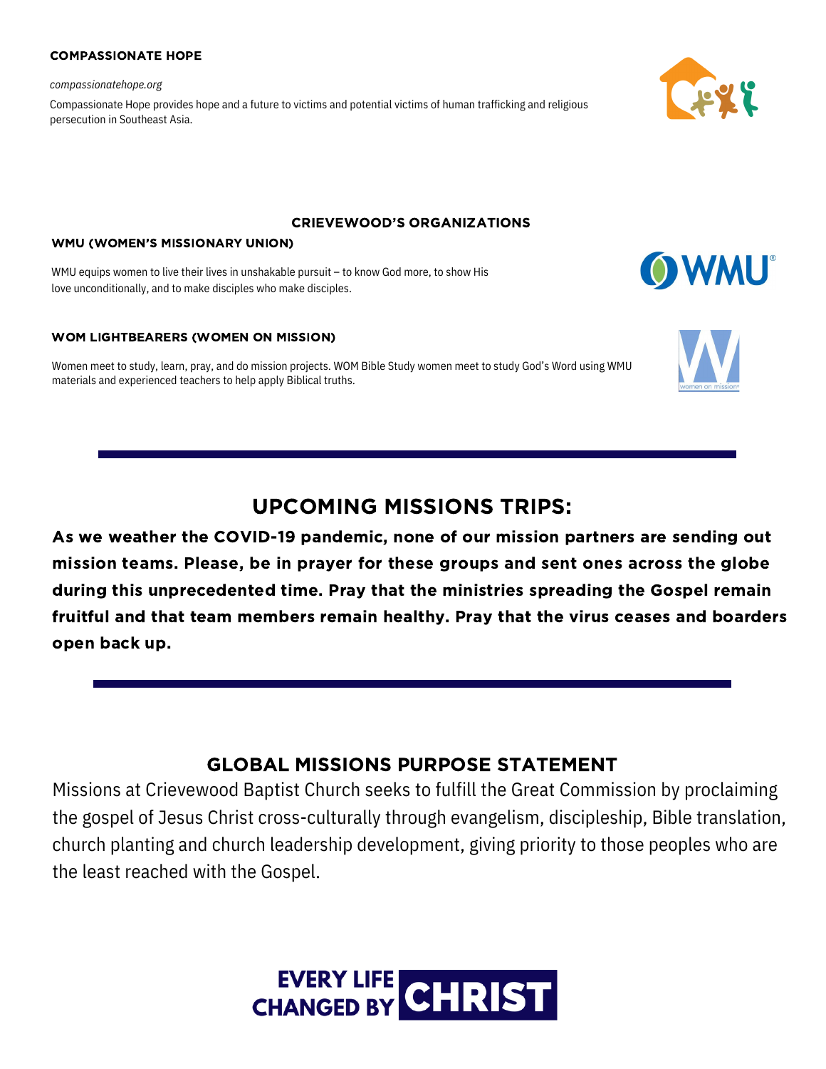### COMPASSIONATE HOPE

*compassionatehope.org*

Compassionate Hope provides hope and a future to victims and potential victims of human trafficking and religious persecution in Southeast Asia.

## CRIEVEWOOD'S ORGANIZATIONS

### WMU (WOMEN'S MISSIONARY UNION)

WMU equips women to live their lives in unshakable pursuit – to know God more, to show His love unconditionally, and to make disciples who make disciples.

### WOM LIGHTBEARERS (WOMEN ON MISSION)

Women meet to study, learn, pray, and do mission projects. WOM Bible Study women meet to study God's Word using WMU materials and experienced teachers to help apply Biblical truths.

---

## UPCOMING MISSIONS TRIPS:

**As we weather the COVID-19 pandemic, none of our mission partners are sending out mission teams. Please, be in prayer for these groups and sent ones across the globe during this unprecedented time. Pray that the ministries spreading the Gospel remain fruitful and that team members remain healthy. Pray that the virus ceases and boarders open back up.**

---

## GLOBAL MISSIONS PURPOSE STATEMENT

Missions at Crievewood Baptist Church seeks to fulfill the Great Commission by proclaiming the gospel of Jesus Christ cross-culturally through evangelism, discipleship, Bible translation, church planting and church leadership development, giving priority to those peoples who are the least reached with the Gospel.

**EVERY LIFE CHANGED BY CHRIST**